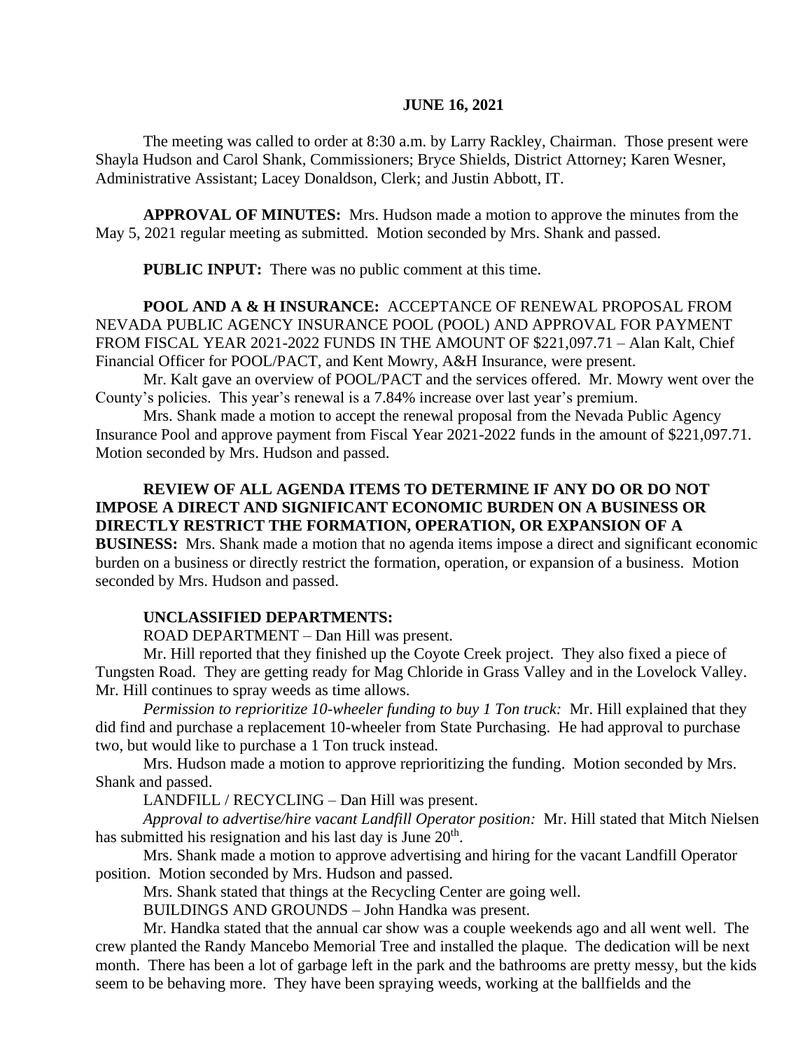**JUNE 16, 2021**

The meeting was called to order at 8:30 a.m. by Larry Rackley, Chairman. Those present were Shayla Hudson and Carol Shank, Commissioners; Bryce Shields, District Attorney; Karen Wesner, Administrative Assistant; Lacey Donaldson, Clerk; and Justin Abbott, IT.

**APPROVAL OF MINUTES:** Mrs. Hudson made a motion to approve the minutes from the May 5, 2021 regular meeting as submitted. Motion seconded by Mrs. Shank and passed.

**PUBLIC INPUT:** There was no public comment at this time.

**POOL AND A & H INSURANCE:** ACCEPTANCE OF RENEWAL PROPOSAL FROM NEVADA PUBLIC AGENCY INSURANCE POOL (POOL) AND APPROVAL FOR PAYMENT FROM FISCAL YEAR 2021-2022 FUNDS IN THE AMOUNT OF $221,097.71 – Alan Kalt, Chief Financial Officer for POOL/PACT, and Kent Mowry, A&H Insurance, were present.

Mr. Kalt gave an overview of POOL/PACT and the services offered. Mr. Mowry went over the County's policies. This year's renewal is a 7.84% increase over last year's premium.

Mrs. Shank made a motion to accept the renewal proposal from the Nevada Public Agency Insurance Pool and approve payment from Fiscal Year 2021-2022 funds in the amount of $221,097.71. Motion seconded by Mrs. Hudson and passed.

**REVIEW OF ALL AGENDA ITEMS TO DETERMINE IF ANY DO OR DO NOT IMPOSE A DIRECT AND SIGNIFICANT ECONOMIC BURDEN ON A BUSINESS OR DIRECTLY RESTRICT THE FORMATION, OPERATION, OR EXPANSION OF A BUSINESS:** Mrs. Shank made a motion that no agenda items impose a direct and significant economic burden on a business or directly restrict the formation, operation, or expansion of a business. Motion seconded by Mrs. Hudson and passed.

**UNCLASSIFIED DEPARTMENTS:**

ROAD DEPARTMENT – Dan Hill was present.

Mr. Hill reported that they finished up the Coyote Creek project. They also fixed a piece of Tungsten Road. They are getting ready for Mag Chloride in Grass Valley and in the Lovelock Valley. Mr. Hill continues to spray weeds as time allows.

*Permission to reprioritize 10-wheeler funding to buy 1 Ton truck:* Mr. Hill explained that they did find and purchase a replacement 10-wheeler from State Purchasing. He had approval to purchase two, but would like to purchase a 1 Ton truck instead.

Mrs. Hudson made a motion to approve reprioritizing the funding. Motion seconded by Mrs. Shank and passed.

LANDFILL / RECYCLING – Dan Hill was present.

*Approval to advertise/hire vacant Landfill Operator position:* Mr. Hill stated that Mitch Nielsen has submitted his resignation and his last day is June 20th.

Mrs. Shank made a motion to approve advertising and hiring for the vacant Landfill Operator position. Motion seconded by Mrs. Hudson and passed.

Mrs. Shank stated that things at the Recycling Center are going well.

BUILDINGS AND GROUNDS – John Handka was present.

Mr. Handka stated that the annual car show was a couple weekends ago and all went well. The crew planted the Randy Mancebo Memorial Tree and installed the plaque. The dedication will be next month. There has been a lot of garbage left in the park and the bathrooms are pretty messy, but the kids seem to be behaving more. They have been spraying weeds, working at the ballfields and the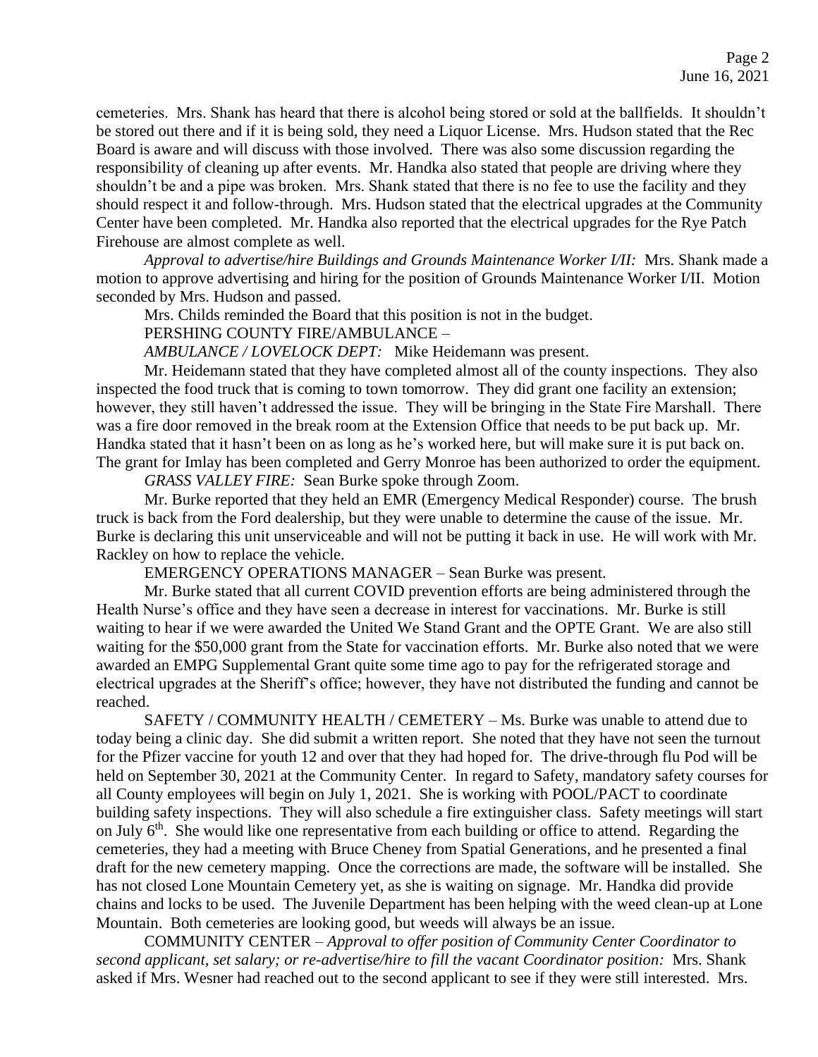cemeteries. Mrs. Shank has heard that there is alcohol being stored or sold at the ballfields. It shouldn't be stored out there and if it is being sold, they need a Liquor License. Mrs. Hudson stated that the Rec Board is aware and will discuss with those involved. There was also some discussion regarding the responsibility of cleaning up after events. Mr. Handka also stated that people are driving where they shouldn't be and a pipe was broken. Mrs. Shank stated that there is no fee to use the facility and they should respect it and follow-through. Mrs. Hudson stated that the electrical upgrades at the Community Center have been completed. Mr. Handka also reported that the electrical upgrades for the Rye Patch Firehouse are almost complete as well.

*Approval to advertise/hire Buildings and Grounds Maintenance Worker I/II:* Mrs. Shank made a motion to approve advertising and hiring for the position of Grounds Maintenance Worker I/II. Motion seconded by Mrs. Hudson and passed.

Mrs. Childs reminded the Board that this position is not in the budget.

PERSHING COUNTY FIRE/AMBULANCE –

*AMBULANCE / LOVELOCK DEPT:* Mike Heidemann was present.

Mr. Heidemann stated that they have completed almost all of the county inspections. They also inspected the food truck that is coming to town tomorrow. They did grant one facility an extension; however, they still haven't addressed the issue. They will be bringing in the State Fire Marshall. There was a fire door removed in the break room at the Extension Office that needs to be put back up. Mr. Handka stated that it hasn't been on as long as he's worked here, but will make sure it is put back on. The grant for Imlay has been completed and Gerry Monroe has been authorized to order the equipment.

*GRASS VALLEY FIRE:* Sean Burke spoke through Zoom.

Mr. Burke reported that they held an EMR (Emergency Medical Responder) course. The brush truck is back from the Ford dealership, but they were unable to determine the cause of the issue. Mr. Burke is declaring this unit unserviceable and will not be putting it back in use. He will work with Mr. Rackley on how to replace the vehicle.

EMERGENCY OPERATIONS MANAGER – Sean Burke was present.

Mr. Burke stated that all current COVID prevention efforts are being administered through the Health Nurse's office and they have seen a decrease in interest for vaccinations. Mr. Burke is still waiting to hear if we were awarded the United We Stand Grant and the OPTE Grant. We are also still waiting for the $50,000 grant from the State for vaccination efforts. Mr. Burke also noted that we were awarded an EMPG Supplemental Grant quite some time ago to pay for the refrigerated storage and electrical upgrades at the Sheriff's office; however, they have not distributed the funding and cannot be reached.

SAFETY / COMMUNITY HEALTH / CEMETERY – Ms. Burke was unable to attend due to today being a clinic day. She did submit a written report. She noted that they have not seen the turnout for the Pfizer vaccine for youth 12 and over that they had hoped for. The drive-through flu Pod will be held on September 30, 2021 at the Community Center. In regard to Safety, mandatory safety courses for all County employees will begin on July 1, 2021. She is working with POOL/PACT to coordinate building safety inspections. They will also schedule a fire extinguisher class. Safety meetings will start on July 6th. She would like one representative from each building or office to attend. Regarding the cemeteries, they had a meeting with Bruce Cheney from Spatial Generations, and he presented a final draft for the new cemetery mapping. Once the corrections are made, the software will be installed. She has not closed Lone Mountain Cemetery yet, as she is waiting on signage. Mr. Handka did provide chains and locks to be used. The Juvenile Department has been helping with the weed clean-up at Lone Mountain. Both cemeteries are looking good, but weeds will always be an issue.

COMMUNITY CENTER – *Approval to offer position of Community Center Coordinator to second applicant, set salary; or re-advertise/hire to fill the vacant Coordinator position:* Mrs. Shank asked if Mrs. Wesner had reached out to the second applicant to see if they were still interested. Mrs.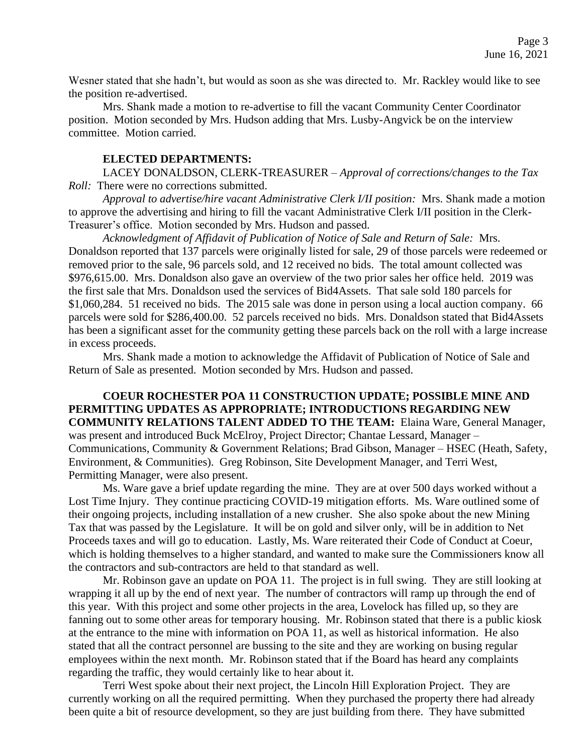Wesner stated that she hadn't, but would as soon as she was directed to. Mr. Rackley would like to see the position re-advertised.

Mrs. Shank made a motion to re-advertise to fill the vacant Community Center Coordinator position. Motion seconded by Mrs. Hudson adding that Mrs. Lusby-Angvick be on the interview committee. Motion carried.

**ELECTED DEPARTMENTS:**

LACEY DONALDSON, CLERK-TREASURER – *Approval of corrections/changes to the Tax Roll:* There were no corrections submitted.

*Approval to advertise/hire vacant Administrative Clerk I/II position:* Mrs. Shank made a motion to approve the advertising and hiring to fill the vacant Administrative Clerk I/II position in the Clerk-Treasurer's office. Motion seconded by Mrs. Hudson and passed.

*Acknowledgment of Affidavit of Publication of Notice of Sale and Return of Sale:* Mrs. Donaldson reported that 137 parcels were originally listed for sale, 29 of those parcels were redeemed or removed prior to the sale, 96 parcels sold, and 12 received no bids. The total amount collected was $976,615.00. Mrs. Donaldson also gave an overview of the two prior sales her office held. 2019 was the first sale that Mrs. Donaldson used the services of Bid4Assets. That sale sold 180 parcels for $1,060,284. 51 received no bids. The 2015 sale was done in person using a local auction company. 66 parcels were sold for $286,400.00. 52 parcels received no bids. Mrs. Donaldson stated that Bid4Assets has been a significant asset for the community getting these parcels back on the roll with a large increase in excess proceeds.

Mrs. Shank made a motion to acknowledge the Affidavit of Publication of Notice of Sale and Return of Sale as presented. Motion seconded by Mrs. Hudson and passed.

**COEUR ROCHESTER POA 11 CONSTRUCTION UPDATE; POSSIBLE MINE AND PERMITTING UPDATES AS APPROPRIATE; INTRODUCTIONS REGARDING NEW COMMUNITY RELATIONS TALENT ADDED TO THE TEAM:** Elaina Ware, General Manager, was present and introduced Buck McElroy, Project Director; Chantae Lessard, Manager – Communications, Community & Government Relations; Brad Gibson, Manager – HSEC (Heath, Safety, Environment, & Communities). Greg Robinson, Site Development Manager, and Terri West, Permitting Manager, were also present.

Ms. Ware gave a brief update regarding the mine. They are at over 500 days worked without a Lost Time Injury. They continue practicing COVID-19 mitigation efforts. Ms. Ware outlined some of their ongoing projects, including installation of a new crusher. She also spoke about the new Mining Tax that was passed by the Legislature. It will be on gold and silver only, will be in addition to Net Proceeds taxes and will go to education. Lastly, Ms. Ware reiterated their Code of Conduct at Coeur, which is holding themselves to a higher standard, and wanted to make sure the Commissioners know all the contractors and sub-contractors are held to that standard as well.

Mr. Robinson gave an update on POA 11. The project is in full swing. They are still looking at wrapping it all up by the end of next year. The number of contractors will ramp up through the end of this year. With this project and some other projects in the area, Lovelock has filled up, so they are fanning out to some other areas for temporary housing. Mr. Robinson stated that there is a public kiosk at the entrance to the mine with information on POA 11, as well as historical information. He also stated that all the contract personnel are bussing to the site and they are working on busing regular employees within the next month. Mr. Robinson stated that if the Board has heard any complaints regarding the traffic, they would certainly like to hear about it.

Terri West spoke about their next project, the Lincoln Hill Exploration Project. They are currently working on all the required permitting. When they purchased the property there had already been quite a bit of resource development, so they are just building from there. They have submitted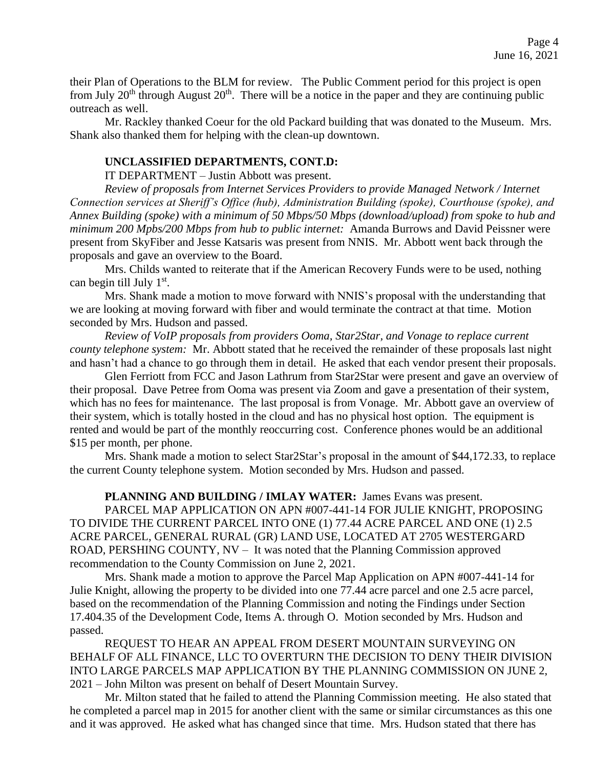their Plan of Operations to the BLM for review. The Public Comment period for this project is open from July 20th through August 20th. There will be a notice in the paper and they are continuing public outreach as well.

Mr. Rackley thanked Coeur for the old Packard building that was donated to the Museum. Mrs. Shank also thanked them for helping with the clean-up downtown.

**UNCLASSIFIED DEPARTMENTS, CONT.D:**

IT DEPARTMENT – Justin Abbott was present.

*Review of proposals from Internet Services Providers to provide Managed Network / Internet Connection services at Sheriff's Office (hub), Administration Building (spoke), Courthouse (spoke), and Annex Building (spoke) with a minimum of 50 Mbps/50 Mbps (download/upload) from spoke to hub and minimum 200 Mpbs/200 Mbps from hub to public internet:* Amanda Burrows and David Peissner were present from SkyFiber and Jesse Katsaris was present from NNIS. Mr. Abbott went back through the proposals and gave an overview to the Board.

Mrs. Childs wanted to reiterate that if the American Recovery Funds were to be used, nothing can begin till July 1st.

Mrs. Shank made a motion to move forward with NNIS's proposal with the understanding that we are looking at moving forward with fiber and would terminate the contract at that time. Motion seconded by Mrs. Hudson and passed.

*Review of VoIP proposals from providers Ooma, Star2Star, and Vonage to replace current county telephone system:* Mr. Abbott stated that he received the remainder of these proposals last night and hasn't had a chance to go through them in detail. He asked that each vendor present their proposals.

Glen Ferriott from FCC and Jason Lathrum from Star2Star were present and gave an overview of their proposal. Dave Petree from Ooma was present via Zoom and gave a presentation of their system, which has no fees for maintenance. The last proposal is from Vonage. Mr. Abbott gave an overview of their system, which is totally hosted in the cloud and has no physical host option. The equipment is rented and would be part of the monthly reoccurring cost. Conference phones would be an additional $15 per month, per phone.

Mrs. Shank made a motion to select Star2Star's proposal in the amount of $44,172.33, to replace the current County telephone system. Motion seconded by Mrs. Hudson and passed.

**PLANNING AND BUILDING / IMLAY WATER:** James Evans was present.

PARCEL MAP APPLICATION ON APN #007-441-14 FOR JULIE KNIGHT, PROPOSING TO DIVIDE THE CURRENT PARCEL INTO ONE (1) 77.44 ACRE PARCEL AND ONE (1) 2.5 ACRE PARCEL, GENERAL RURAL (GR) LAND USE, LOCATED AT 2705 WESTERGARD ROAD, PERSHING COUNTY, NV – It was noted that the Planning Commission approved recommendation to the County Commission on June 2, 2021.

Mrs. Shank made a motion to approve the Parcel Map Application on APN #007-441-14 for Julie Knight, allowing the property to be divided into one 77.44 acre parcel and one 2.5 acre parcel, based on the recommendation of the Planning Commission and noting the Findings under Section 17.404.35 of the Development Code, Items A. through O. Motion seconded by Mrs. Hudson and passed.

REQUEST TO HEAR AN APPEAL FROM DESERT MOUNTAIN SURVEYING ON BEHALF OF ALL FINANCE, LLC TO OVERTURN THE DECISION TO DENY THEIR DIVISION INTO LARGE PARCELS MAP APPLICATION BY THE PLANNING COMMISSION ON JUNE 2, 2021 – John Milton was present on behalf of Desert Mountain Survey.

Mr. Milton stated that he failed to attend the Planning Commission meeting. He also stated that he completed a parcel map in 2015 for another client with the same or similar circumstances as this one and it was approved. He asked what has changed since that time. Mrs. Hudson stated that there has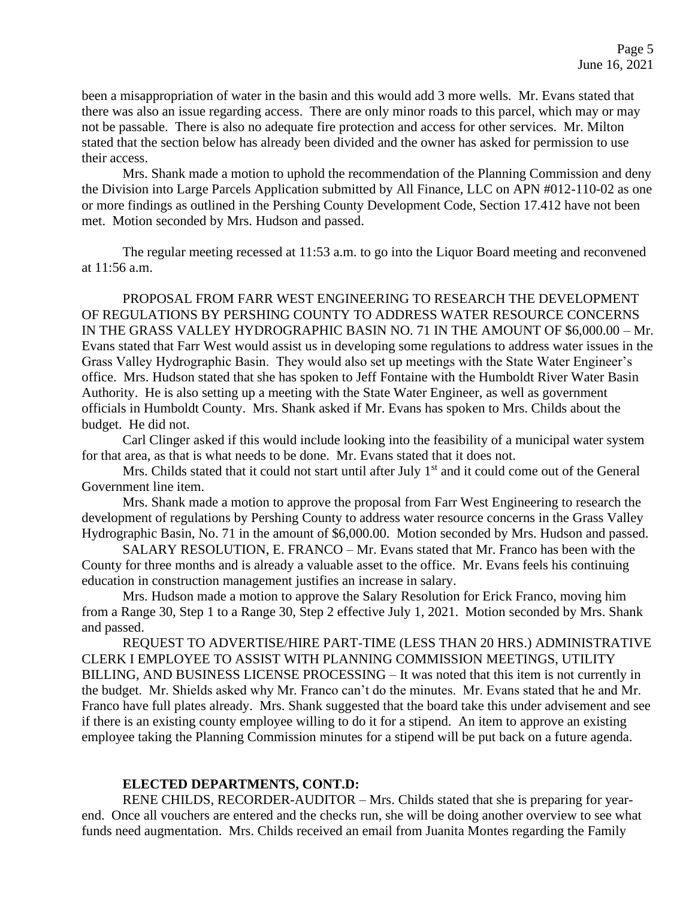been a misappropriation of water in the basin and this would add 3 more wells. Mr. Evans stated that there was also an issue regarding access. There are only minor roads to this parcel, which may or may not be passable. There is also no adequate fire protection and access for other services. Mr. Milton stated that the section below has already been divided and the owner has asked for permission to use their access.

Mrs. Shank made a motion to uphold the recommendation of the Planning Commission and deny the Division into Large Parcels Application submitted by All Finance, LLC on APN #012-110-02 as one or more findings as outlined in the Pershing County Development Code, Section 17.412 have not been met. Motion seconded by Mrs. Hudson and passed.

The regular meeting recessed at 11:53 a.m. to go into the Liquor Board meeting and reconvened at 11:56 a.m.

PROPOSAL FROM FARR WEST ENGINEERING TO RESEARCH THE DEVELOPMENT OF REGULATIONS BY PERSHING COUNTY TO ADDRESS WATER RESOURCE CONCERNS IN THE GRASS VALLEY HYDROGRAPHIC BASIN NO. 71 IN THE AMOUNT OF $6,000.00 – Mr. Evans stated that Farr West would assist us in developing some regulations to address water issues in the Grass Valley Hydrographic Basin. They would also set up meetings with the State Water Engineer's office. Mrs. Hudson stated that she has spoken to Jeff Fontaine with the Humboldt River Water Basin Authority. He is also setting up a meeting with the State Water Engineer, as well as government officials in Humboldt County. Mrs. Shank asked if Mr. Evans has spoken to Mrs. Childs about the budget. He did not.

Carl Clinger asked if this would include looking into the feasibility of a municipal water system for that area, as that is what needs to be done. Mr. Evans stated that it does not.

Mrs. Childs stated that it could not start until after July 1st and it could come out of the General Government line item.

Mrs. Shank made a motion to approve the proposal from Farr West Engineering to research the development of regulations by Pershing County to address water resource concerns in the Grass Valley Hydrographic Basin, No. 71 in the amount of $6,000.00. Motion seconded by Mrs. Hudson and passed.

SALARY RESOLUTION, E. FRANCO – Mr. Evans stated that Mr. Franco has been with the County for three months and is already a valuable asset to the office. Mr. Evans feels his continuing education in construction management justifies an increase in salary.

Mrs. Hudson made a motion to approve the Salary Resolution for Erick Franco, moving him from a Range 30, Step 1 to a Range 30, Step 2 effective July 1, 2021. Motion seconded by Mrs. Shank and passed.

REQUEST TO ADVERTISE/HIRE PART-TIME (LESS THAN 20 HRS.) ADMINISTRATIVE CLERK I EMPLOYEE TO ASSIST WITH PLANNING COMMISSION MEETINGS, UTILITY BILLING, AND BUSINESS LICENSE PROCESSING – It was noted that this item is not currently in the budget. Mr. Shields asked why Mr. Franco can't do the minutes. Mr. Evans stated that he and Mr. Franco have full plates already. Mrs. Shank suggested that the board take this under advisement and see if there is an existing county employee willing to do it for a stipend. An item to approve an existing employee taking the Planning Commission minutes for a stipend will be put back on a future agenda.

**ELECTED DEPARTMENTS, CONT.D:**

RENE CHILDS, RECORDER-AUDITOR – Mrs. Childs stated that she is preparing for year-end. Once all vouchers are entered and the checks run, she will be doing another overview to see what funds need augmentation. Mrs. Childs received an email from Juanita Montes regarding the Family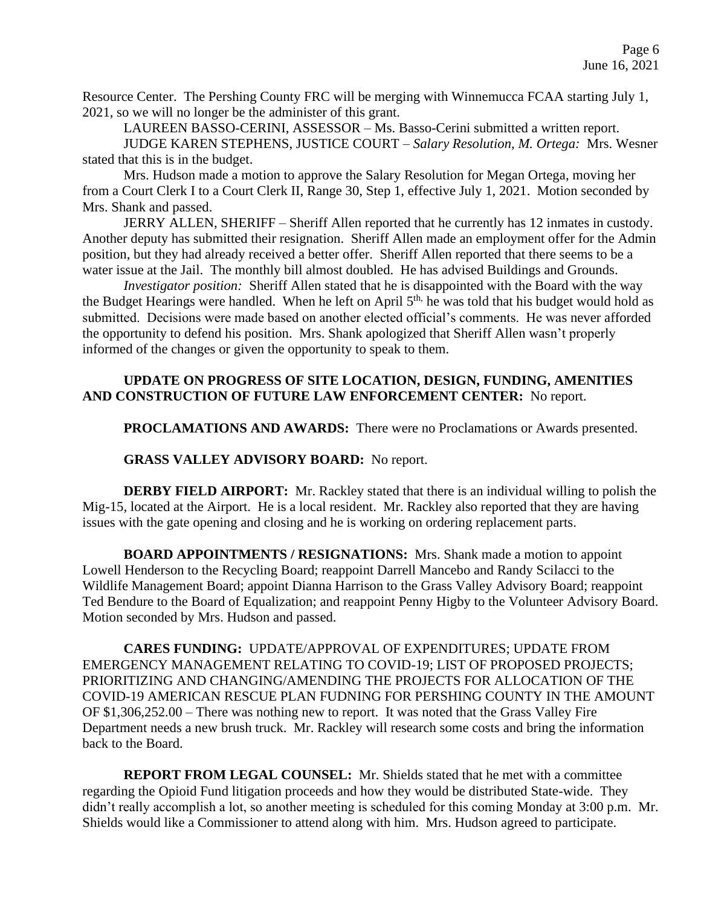Resource Center. The Pershing County FRC will be merging with Winnemucca FCAA starting July 1, 2021, so we will no longer be the administer of this grant.

LAUREEN BASSO-CERINI, ASSESSOR – Ms. Basso-Cerini submitted a written report.

JUDGE KAREN STEPHENS, JUSTICE COURT – *Salary Resolution, M. Ortega:* Mrs. Wesner stated that this is in the budget.

Mrs. Hudson made a motion to approve the Salary Resolution for Megan Ortega, moving her from a Court Clerk I to a Court Clerk II, Range 30, Step 1, effective July 1, 2021. Motion seconded by Mrs. Shank and passed.

JERRY ALLEN, SHERIFF – Sheriff Allen reported that he currently has 12 inmates in custody. Another deputy has submitted their resignation. Sheriff Allen made an employment offer for the Admin position, but they had already received a better offer. Sheriff Allen reported that there seems to be a water issue at the Jail. The monthly bill almost doubled. He has advised Buildings and Grounds.

*Investigator position:* Sheriff Allen stated that he is disappointed with the Board with the way the Budget Hearings were handled. When he left on April 5th, he was told that his budget would hold as submitted. Decisions were made based on another elected official's comments. He was never afforded the opportunity to defend his position. Mrs. Shank apologized that Sheriff Allen wasn't properly informed of the changes or given the opportunity to speak to them.

**UPDATE ON PROGRESS OF SITE LOCATION, DESIGN, FUNDING, AMENITIES AND CONSTRUCTION OF FUTURE LAW ENFORCEMENT CENTER:** No report.

**PROCLAMATIONS AND AWARDS:** There were no Proclamations or Awards presented.

**GRASS VALLEY ADVISORY BOARD:** No report.

**DERBY FIELD AIRPORT:** Mr. Rackley stated that there is an individual willing to polish the Mig-15, located at the Airport. He is a local resident. Mr. Rackley also reported that they are having issues with the gate opening and closing and he is working on ordering replacement parts.

**BOARD APPOINTMENTS / RESIGNATIONS:** Mrs. Shank made a motion to appoint Lowell Henderson to the Recycling Board; reappoint Darrell Mancebo and Randy Scilacci to the Wildlife Management Board; appoint Dianna Harrison to the Grass Valley Advisory Board; reappoint Ted Bendure to the Board of Equalization; and reappoint Penny Higby to the Volunteer Advisory Board. Motion seconded by Mrs. Hudson and passed.

**CARES FUNDING:** UPDATE/APPROVAL OF EXPENDITURES; UPDATE FROM EMERGENCY MANAGEMENT RELATING TO COVID-19; LIST OF PROPOSED PROJECTS; PRIORITIZING AND CHANGING/AMENDING THE PROJECTS FOR ALLOCATION OF THE COVID-19 AMERICAN RESCUE PLAN FUDNING FOR PERSHING COUNTY IN THE AMOUNT OF $1,306,252.00 – There was nothing new to report. It was noted that the Grass Valley Fire Department needs a new brush truck. Mr. Rackley will research some costs and bring the information back to the Board.

**REPORT FROM LEGAL COUNSEL:** Mr. Shields stated that he met with a committee regarding the Opioid Fund litigation proceeds and how they would be distributed State-wide. They didn't really accomplish a lot, so another meeting is scheduled for this coming Monday at 3:00 p.m. Mr. Shields would like a Commissioner to attend along with him. Mrs. Hudson agreed to participate.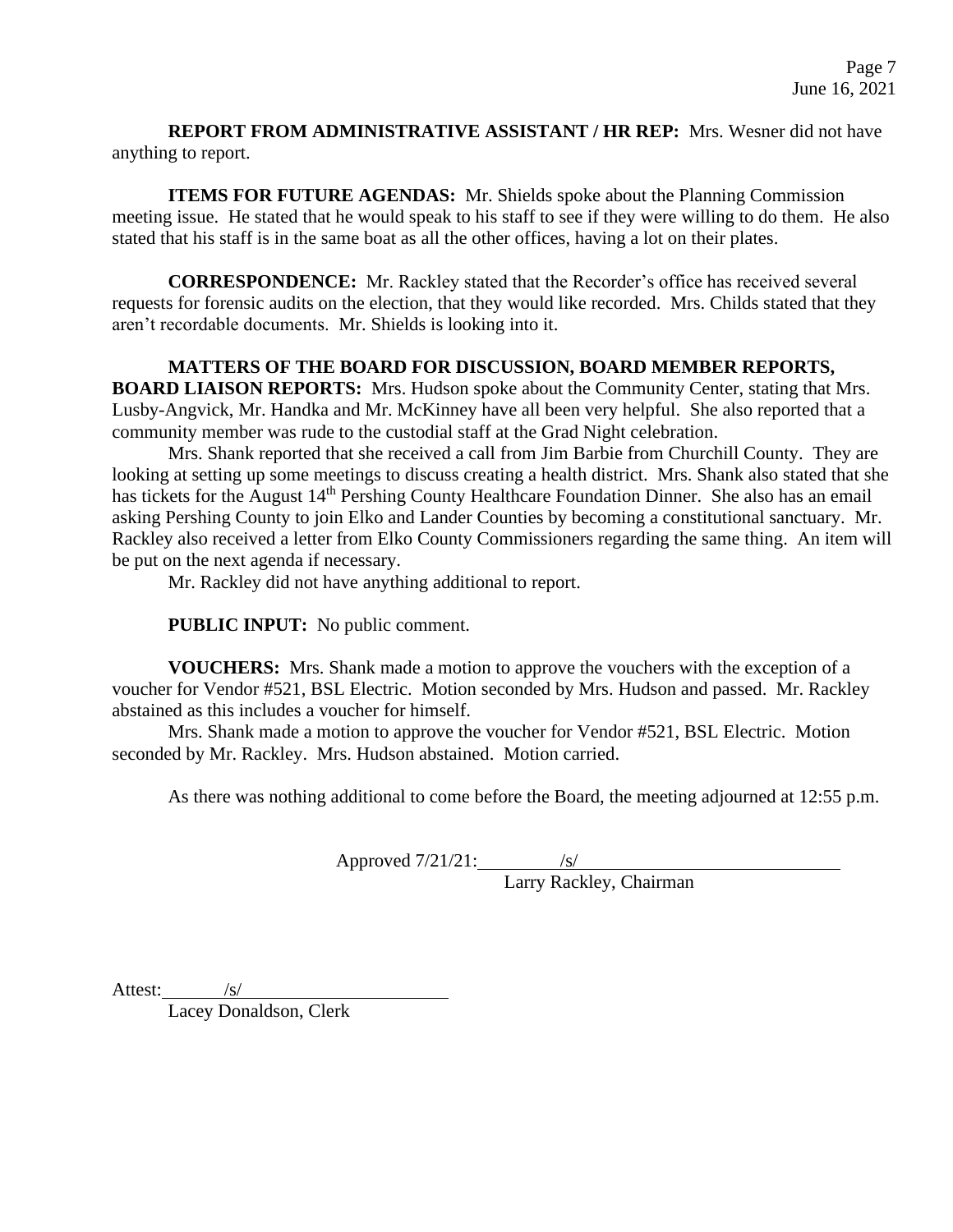**REPORT FROM ADMINISTRATIVE ASSISTANT / HR REP:** Mrs. Wesner did not have anything to report.

**ITEMS FOR FUTURE AGENDAS:** Mr. Shields spoke about the Planning Commission meeting issue. He stated that he would speak to his staff to see if they were willing to do them. He also stated that his staff is in the same boat as all the other offices, having a lot on their plates.

**CORRESPONDENCE:** Mr. Rackley stated that the Recorder's office has received several requests for forensic audits on the election, that they would like recorded. Mrs. Childs stated that they aren't recordable documents. Mr. Shields is looking into it.

**MATTERS OF THE BOARD FOR DISCUSSION, BOARD MEMBER REPORTS, BOARD LIAISON REPORTS:** Mrs. Hudson spoke about the Community Center, stating that Mrs. Lusby-Angvick, Mr. Handka and Mr. McKinney have all been very helpful. She also reported that a community member was rude to the custodial staff at the Grad Night celebration.

Mrs. Shank reported that she received a call from Jim Barbie from Churchill County. They are looking at setting up some meetings to discuss creating a health district. Mrs. Shank also stated that she has tickets for the August 14th Pershing County Healthcare Foundation Dinner. She also has an email asking Pershing County to join Elko and Lander Counties by becoming a constitutional sanctuary. Mr. Rackley also received a letter from Elko County Commissioners regarding the same thing. An item will be put on the next agenda if necessary.

Mr. Rackley did not have anything additional to report.

**PUBLIC INPUT:** No public comment.

**VOUCHERS:** Mrs. Shank made a motion to approve the vouchers with the exception of a voucher for Vendor #521, BSL Electric. Motion seconded by Mrs. Hudson and passed. Mr. Rackley abstained as this includes a voucher for himself.

Mrs. Shank made a motion to approve the voucher for Vendor #521, BSL Electric. Motion seconded by Mr. Rackley. Mrs. Hudson abstained. Motion carried.

As there was nothing additional to come before the Board, the meeting adjourned at 12:55 p.m.

Approved 7/21/21: /s/
Larry Rackley, Chairman

Attest: /s/
Lacey Donaldson, Clerk